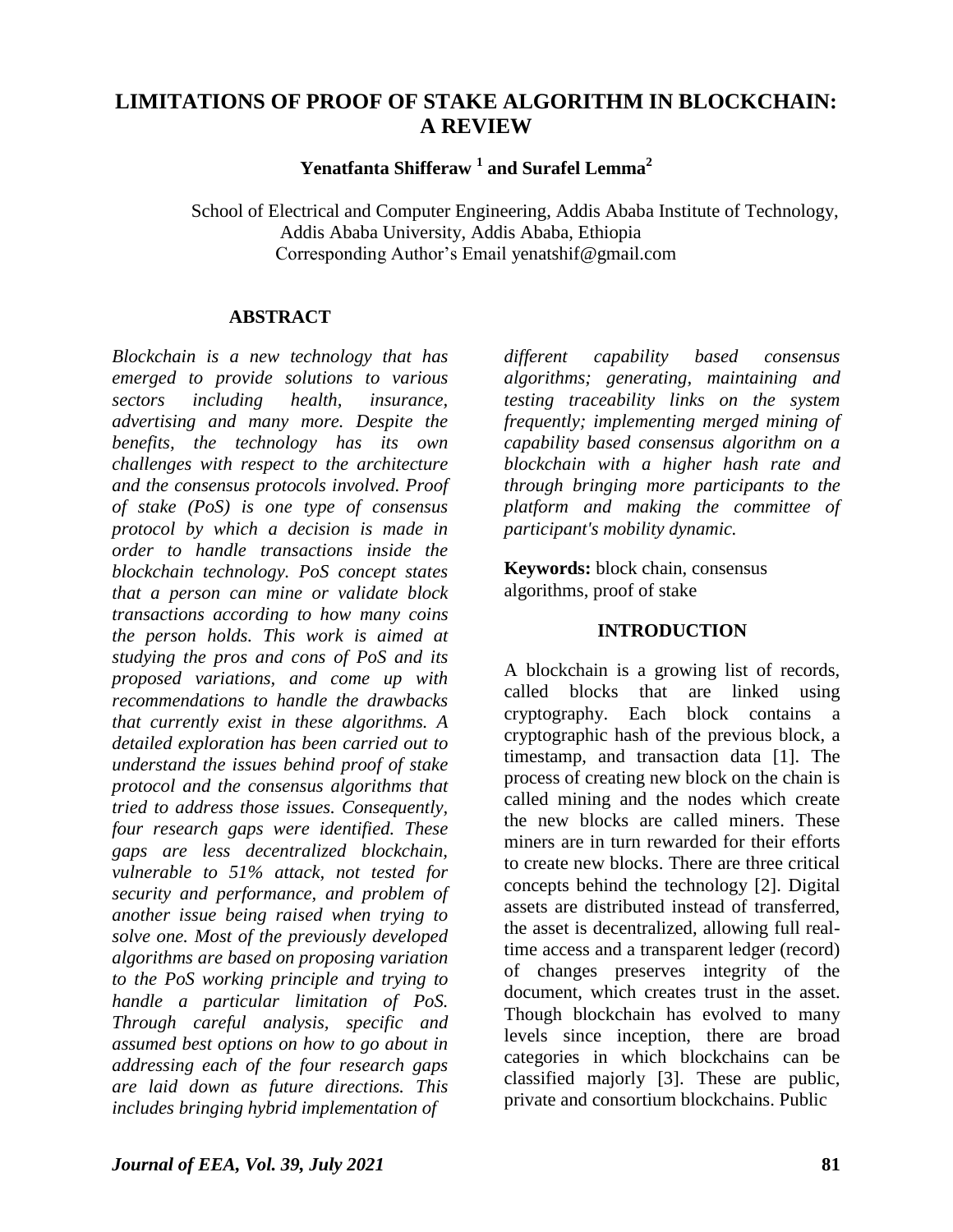# LIMITATIONS OF PROOF OF STAKE ALGORITHM IN BLOCKCHAIN: A REVIEW

**Yenatfanta Shifferaw [1] and Surafel Lemma[2]**

School of Electrical and Computer Engineering, Addis Ababa Institute of Technology, Addis Ababa University, Addis Ababa, Ethiopia
Corresponding Author's Email yenatshif@gmail.com

## ABSTRACT

*Blockchain is a new technology that has emerged to provide solutions to various sectors including health, insurance, advertising and many more. Despite the benefits, the technology has its own challenges with respect to the architecture and the consensus protocols involved. Proof of stake (PoS) is one type of consensus protocol by which a decision is made in order to handle transactions inside the blockchain technology. PoS concept states that a person can mine or validate block transactions according to how many coins the person holds. This work is aimed at studying the pros and cons of PoS and its proposed variations, and come up with recommendations to handle the drawbacks that currently exist in these algorithms. A detailed exploration has been carried out to understand the issues behind proof of stake protocol and the consensus algorithms that tried to address those issues. Consequently, four research gaps were identified. These gaps are less decentralized blockchain, vulnerable to 51% attack, not tested for security and performance, and problem of another issue being raised when trying to solve one. Most of the previously developed algorithms are based on proposing variation to the PoS working principle and trying to handle a particular limitation of PoS. Through careful analysis, specific and assumed best options on how to go about in addressing each of the four research gaps are laid down as future directions. This includes bringing hybrid implementation of different capability based consensus algorithms; generating, maintaining and testing traceability links on the system frequently; implementing merged mining of capability based consensus algorithm on a blockchain with a higher hash rate and through bringing more participants to the platform and making the committee of participant's mobility dynamic.*

**Keywords:** block chain, consensus algorithms, proof of stake

## INTRODUCTION

A blockchain is a growing list of records, called blocks that are linked using cryptography. Each block contains a cryptographic hash of the previous block, a timestamp, and transaction data [1]. The process of creating new block on the chain is called mining and the nodes which create the new blocks are called miners. These miners are in turn rewarded for their efforts to create new blocks. There are three critical concepts behind the technology [2]. Digital assets are distributed instead of transferred, the asset is decentralized, allowing full real-time access and a transparent ledger (record) of changes preserves integrity of the document, which creates trust in the asset. Though blockchain has evolved to many levels since inception, there are broad categories in which blockchains can be classified majorly [3]. These are public, private and consortium blockchains. Public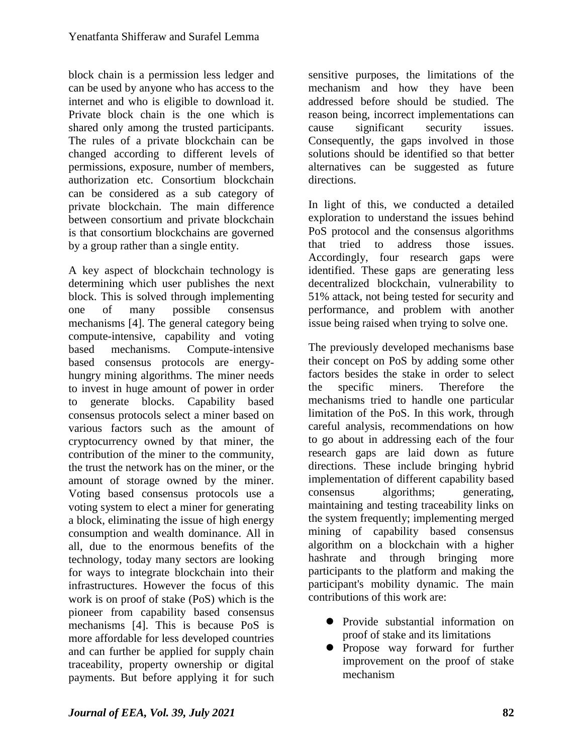block chain is a permission less ledger and can be used by anyone who has access to the internet and who is eligible to download it. Private block chain is the one which is shared only among the trusted participants. The rules of a private blockchain can be changed according to different levels of permissions, exposure, number of members, authorization etc. Consortium blockchain can be considered as a sub category of private blockchain. The main difference between consortium and private blockchain is that consortium blockchains are governed by a group rather than a single entity.

A key aspect of blockchain technology is determining which user publishes the next block. This is solved through implementing one of many possible consensus mechanisms [4]. The general category being compute-intensive, capability and voting based mechanisms. Compute-intensive based consensus protocols are energy-hungry mining algorithms. The miner needs to invest in huge amount of power in order to generate blocks. Capability based consensus protocols select a miner based on various factors such as the amount of cryptocurrency owned by that miner, the contribution of the miner to the community, the trust the network has on the miner, or the amount of storage owned by the miner. Voting based consensus protocols use a voting system to elect a miner for generating a block, eliminating the issue of high energy consumption and wealth dominance. All in all, due to the enormous benefits of the technology, today many sectors are looking for ways to integrate blockchain into their infrastructures. However the focus of this work is on proof of stake (PoS) which is the pioneer from capability based consensus mechanisms [4]. This is because PoS is more affordable for less developed countries and can further be applied for supply chain traceability, property ownership or digital payments. But before applying it for such sensitive purposes, the limitations of the mechanism and how they have been addressed before should be studied. The reason being, incorrect implementations can cause significant security issues. Consequently, the gaps involved in those solutions should be identified so that better alternatives can be suggested as future directions.

In light of this, we conducted a detailed exploration to understand the issues behind PoS protocol and the consensus algorithms that tried to address those issues. Accordingly, four research gaps were identified. These gaps are generating less decentralized blockchain, vulnerability to 51% attack, not being tested for security and performance, and problem with another issue being raised when trying to solve one.

The previously developed mechanisms base their concept on PoS by adding some other factors besides the stake in order to select the specific miners. Therefore the mechanisms tried to handle one particular limitation of the PoS. In this work, through careful analysis, recommendations on how to go about in addressing each of the four research gaps are laid down as future directions. These include bringing hybrid implementation of different capability based consensus algorithms; generating, maintaining and testing traceability links on the system frequently; implementing merged mining of capability based consensus algorithm on a blockchain with a higher hashrate and through bringing more participants to the platform and making the participant's mobility dynamic. The main contributions of this work are:

- Provide substantial information on proof of stake and its limitations
- Propose way forward for further improvement on the proof of stake mechanism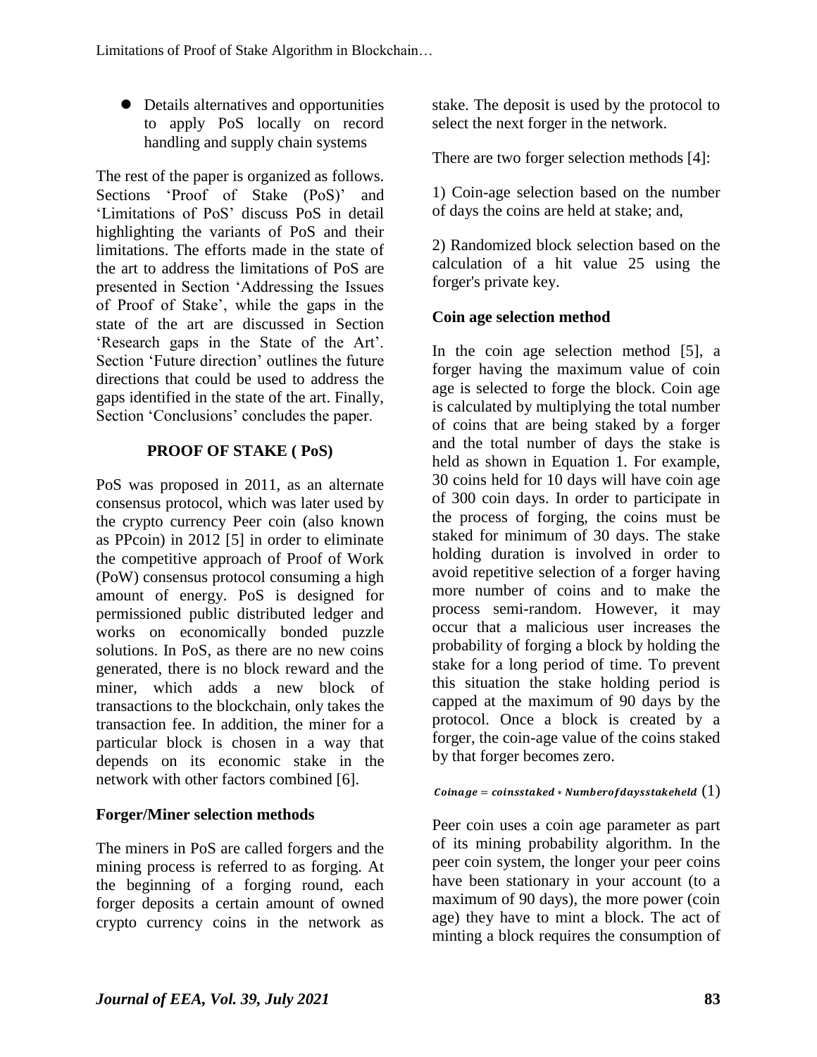- Details alternatives and opportunities to apply PoS locally on record handling and supply chain systems

The rest of the paper is organized as follows. Sections 'Proof of Stake (PoS)' and 'Limitations of PoS' discuss PoS in detail highlighting the variants of PoS and their limitations. The efforts made in the state of the art to address the limitations of PoS are presented in Section 'Addressing the Issues of Proof of Stake', while the gaps in the state of the art are discussed in Section 'Research gaps in the State of the Art'. Section 'Future direction' outlines the future directions that could be used to address the gaps identified in the state of the art. Finally, Section 'Conclusions' concludes the paper.

## PROOF OF STAKE ( PoS)

PoS was proposed in 2011, as an alternate consensus protocol, which was later used by the crypto currency Peer coin (also known as PPcoin) in 2012 [5] in order to eliminate the competitive approach of Proof of Work (PoW) consensus protocol consuming a high amount of energy. PoS is designed for permissioned public distributed ledger and works on economically bonded puzzle solutions. In PoS, as there are no new coins generated, there is no block reward and the miner, which adds a new block of transactions to the blockchain, only takes the transaction fee. In addition, the miner for a particular block is chosen in a way that depends on its economic stake in the network with other factors combined [6].

### Forger/Miner selection methods

The miners in PoS are called forgers and the mining process is referred to as forging. At the beginning of a forging round, each forger deposits a certain amount of owned crypto currency coins in the network as stake. The deposit is used by the protocol to select the next forger in the network.

There are two forger selection methods [4]:

1) Coin-age selection based on the number of days the coins are held at stake; and,

2) Randomized block selection based on the calculation of a hit value 25 using the forger's private key.

### Coin age selection method

In the coin age selection method [5], a forger having the maximum value of coin age is selected to forge the block. Coin age is calculated by multiplying the total number of coins that are being staked by a forger and the total number of days the stake is held as shown in Equation 1. For example, 30 coins held for 10 days will have coin age of 300 coin days. In order to participate in the process of forging, the coins must be staked for minimum of 30 days. The stake holding duration is involved in order to avoid repetitive selection of a forger having more number of coins and to make the process semi-random. However, it may occur that a malicious user increases the probability of forging a block by holding the stake for a long period of time. To prevent this situation the stake holding period is capped at the maximum of 90 days by the protocol. Once a block is created by a forger, the coin-age value of the coins staked by that forger becomes zero.

$$Coinage = coinsstaked * Numberofdaysstakeheld \quad (1)$$

Peer coin uses a coin age parameter as part of its mining probability algorithm. In the peer coin system, the longer your peer coins have been stationary in your account (to a maximum of 90 days), the more power (coin age) they have to mint a block. The act of minting a block requires the consumption of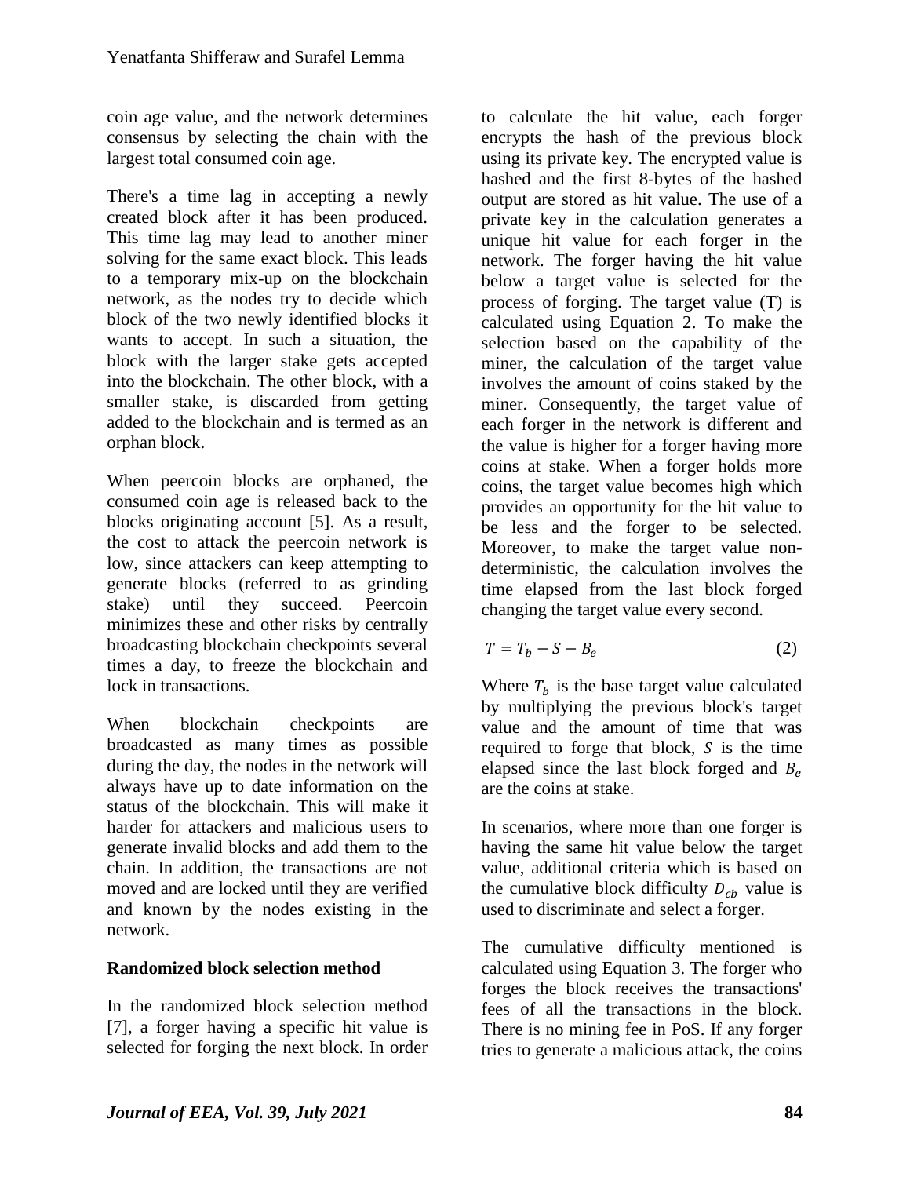coin age value, and the network determines consensus by selecting the chain with the largest total consumed coin age.

There's a time lag in accepting a newly created block after it has been produced. This time lag may lead to another miner solving for the same exact block. This leads to a temporary mix-up on the blockchain network, as the nodes try to decide which block of the two newly identified blocks it wants to accept. In such a situation, the block with the larger stake gets accepted into the blockchain. The other block, with a smaller stake, is discarded from getting added to the blockchain and is termed as an orphan block.

When peercoin blocks are orphaned, the consumed coin age is released back to the blocks originating account [5]. As a result, the cost to attack the peercoin network is low, since attackers can keep attempting to generate blocks (referred to as grinding stake) until they succeed. Peercoin minimizes these and other risks by centrally broadcasting blockchain checkpoints several times a day, to freeze the blockchain and lock in transactions.

When blockchain checkpoints are broadcasted as many times as possible during the day, the nodes in the network will always have up to date information on the status of the blockchain. This will make it harder for attackers and malicious users to generate invalid blocks and add them to the chain. In addition, the transactions are not moved and are locked until they are verified and known by the nodes existing in the network.

**Randomized block selection method**

In the randomized block selection method [7], a forger having a specific hit value is selected for forging the next block. In order to calculate the hit value, each forger encrypts the hash of the previous block using its private key. The encrypted value is hashed and the first 8-bytes of the hashed output are stored as hit value. The use of a private key in the calculation generates a unique hit value for each forger in the network. The forger having the hit value below a target value is selected for the process of forging. The target value (T) is calculated using Equation 2. To make the selection based on the capability of the miner, the calculation of the target value involves the amount of coins staked by the miner. Consequently, the target value of each forger in the network is different and the value is higher for a forger having more coins at stake. When a forger holds more coins, the target value becomes high which provides an opportunity for the hit value to be less and the forger to be selected. Moreover, to make the target value non-deterministic, the calculation involves the time elapsed from the last block forged changing the target value every second.

$$T = T_b - S - B_e \tag{2}$$

Where $T_b$ is the base target value calculated by multiplying the previous block's target value and the amount of time that was required to forge that block, $S$ is the time elapsed since the last block forged and $B_e$ are the coins at stake.

In scenarios, where more than one forger is having the same hit value below the target value, additional criteria which is based on the cumulative block difficulty $D_{cb}$ value is used to discriminate and select a forger.

The cumulative difficulty mentioned is calculated using Equation 3. The forger who forges the block receives the transactions' fees of all the transactions in the block. There is no mining fee in PoS. If any forger tries to generate a malicious attack, the coins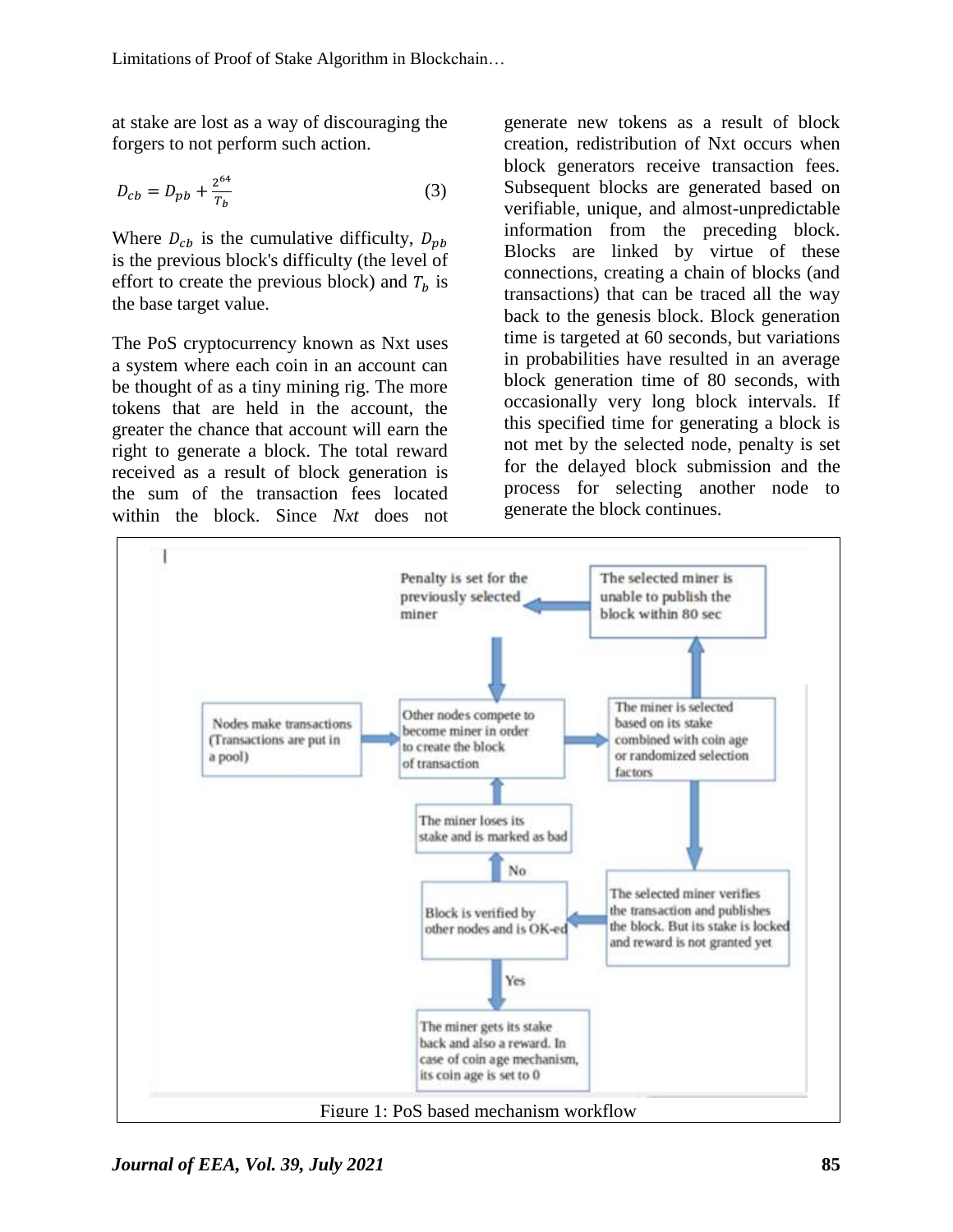at stake are lost as a way of discouraging the forgers to not perform such action.

$$D_{cb} = D_{pb} + \frac{2^{64}}{T_b} \tag{3}$$

Where $D_{cb}$ is the cumulative difficulty, $D_{pb}$ is the previous block's difficulty (the level of effort to create the previous block) and $T_b$ is the base target value.

The PoS cryptocurrency known as Nxt uses a system where each coin in an account can be thought of as a tiny mining rig. The more tokens that are held in the account, the greater the chance that account will earn the right to generate a block. The total reward received as a result of block generation is the sum of the transaction fees located within the block. Since *Nxt* does not generate new tokens as a result of block creation, redistribution of Nxt occurs when block generators receive transaction fees. Subsequent blocks are generated based on verifiable, unique, and almost-unpredictable information from the preceding block. Blocks are linked by virtue of these connections, creating a chain of blocks (and transactions) that can be traced all the way back to the genesis block. Block generation time is targeted at 60 seconds, but variations in probabilities have resulted in an average block generation time of 80 seconds, with occasionally very long block intervals. If this specified time for generating a block is not met by the selected node, penalty is set for the delayed block submission and the process for selecting another node to generate the block continues.

Nodes make transactions (Transactions are put in a pool)

Other nodes compete to become miner in order to create the block of transaction

The miner is selected based on its stake combined with coin age or randomized selection factors

The selected miner is unable to publish the block within 80 sec

Penalty is set for the previously selected miner

The selected miner verifies the transaction and publishes the block. But its stake is locked and reward is not granted yet

Block is verified by other nodes and is OK-ed

No

The miner loses its stake and is marked as bad

Yes

The miner gets its stake back and also a reward. In case of coin age mechanism, its coin age is set to 0

Figure 1: PoS based mechanism workflow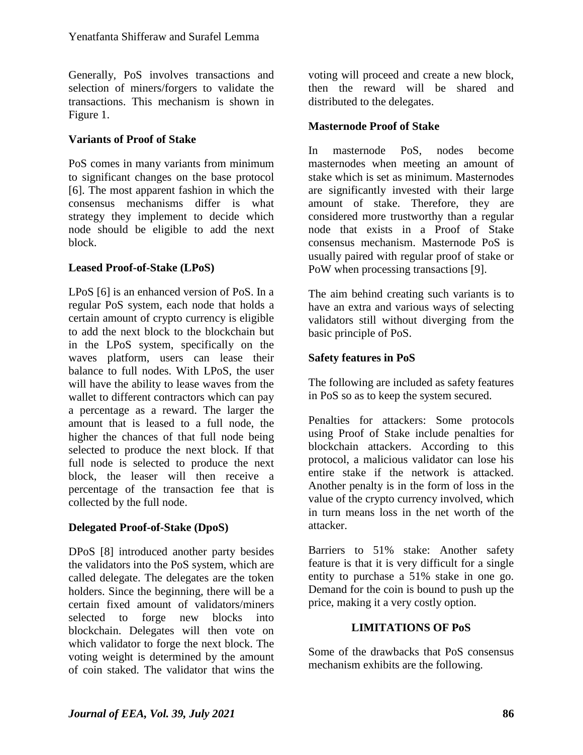Generally, PoS involves transactions and selection of miners/forgers to validate the transactions. This mechanism is shown in Figure 1.

### Variants of Proof of Stake

PoS comes in many variants from minimum to significant changes on the base protocol [6]. The most apparent fashion in which the consensus mechanisms differ is what strategy they implement to decide which node should be eligible to add the next block.

### Leased Proof-of-Stake (LPoS)

LPoS [6] is an enhanced version of PoS. In a regular PoS system, each node that holds a certain amount of crypto currency is eligible to add the next block to the blockchain but in the LPoS system, specifically on the waves platform, users can lease their balance to full nodes. With LPoS, the user will have the ability to lease waves from the wallet to different contractors which can pay a percentage as a reward. The larger the amount that is leased to a full node, the higher the chances of that full node being selected to produce the next block. If that full node is selected to produce the next block, the leaser will then receive a percentage of the transaction fee that is collected by the full node.

### Delegated Proof-of-Stake (DpoS)

DPoS [8] introduced another party besides the validators into the PoS system, which are called delegate. The delegates are the token holders. Since the beginning, there will be a certain fixed amount of validators/miners selected to forge new blocks into blockchain. Delegates will then vote on which validator to forge the next block. The voting weight is determined by the amount of coin staked. The validator that wins the voting will proceed and create a new block, then the reward will be shared and distributed to the delegates.

### Masternode Proof of Stake

In masternode PoS, nodes become masternodes when meeting an amount of stake which is set as minimum. Masternodes are significantly invested with their large amount of stake. Therefore, they are considered more trustworthy than a regular node that exists in a Proof of Stake consensus mechanism. Masternode PoS is usually paired with regular proof of stake or PoW when processing transactions [9].

The aim behind creating such variants is to have an extra and various ways of selecting validators still without diverging from the basic principle of PoS.

### Safety features in PoS

The following are included as safety features in PoS so as to keep the system secured.

Penalties for attackers: Some protocols using Proof of Stake include penalties for blockchain attackers. According to this protocol, a malicious validator can lose his entire stake if the network is attacked. Another penalty is in the form of loss in the value of the crypto currency involved, which in turn means loss in the net worth of the attacker.

Barriers to 51% stake: Another safety feature is that it is very difficult for a single entity to purchase a 51% stake in one go. Demand for the coin is bound to push up the price, making it a very costly option.

## LIMITATIONS OF PoS

Some of the drawbacks that PoS consensus mechanism exhibits are the following.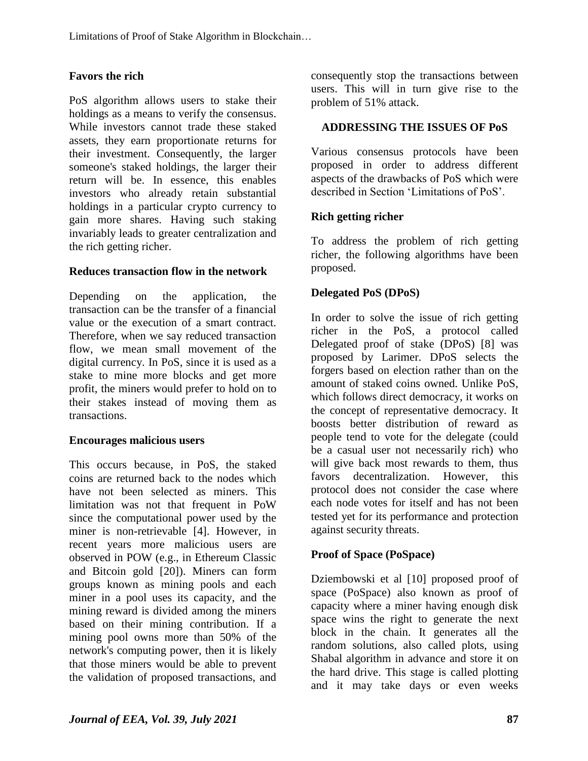### Favors the rich

PoS algorithm allows users to stake their holdings as a means to verify the consensus. While investors cannot trade these staked assets, they earn proportionate returns for their investment. Consequently, the larger someone's staked holdings, the larger their return will be. In essence, this enables investors who already retain substantial holdings in a particular crypto currency to gain more shares. Having such staking invariably leads to greater centralization and the rich getting richer.

### Reduces transaction flow in the network

Depending on the application, the transaction can be the transfer of a financial value or the execution of a smart contract. Therefore, when we say reduced transaction flow, we mean small movement of the digital currency. In PoS, since it is used as a stake to mine more blocks and get more profit, the miners would prefer to hold on to their stakes instead of moving them as transactions.

### Encourages malicious users

This occurs because, in PoS, the staked coins are returned back to the nodes which have not been selected as miners. This limitation was not that frequent in PoW since the computational power used by the miner is non-retrievable [4]. However, in recent years more malicious users are observed in POW (e.g., in Ethereum Classic and Bitcoin gold [20]). Miners can form groups known as mining pools and each miner in a pool uses its capacity, and the mining reward is divided among the miners based on their mining contribution. If a mining pool owns more than 50% of the network's computing power, then it is likely that those miners would be able to prevent the validation of proposed transactions, and consequently stop the transactions between users. This will in turn give rise to the problem of 51% attack.

## ADDRESSING THE ISSUES OF PoS

Various consensus protocols have been proposed in order to address different aspects of the drawbacks of PoS which were described in Section 'Limitations of PoS'.

### Rich getting richer

To address the problem of rich getting richer, the following algorithms have been proposed.

### Delegated PoS (DPoS)

In order to solve the issue of rich getting richer in the PoS, a protocol called Delegated proof of stake (DPoS) [8] was proposed by Larimer. DPoS selects the forgers based on election rather than on the amount of staked coins owned. Unlike PoS, which follows direct democracy, it works on the concept of representative democracy. It boosts better distribution of reward as people tend to vote for the delegate (could be a casual user not necessarily rich) who will give back most rewards to them, thus favors decentralization. However, this protocol does not consider the case where each node votes for itself and has not been tested yet for its performance and protection against security threats.

### Proof of Space (PoSpace)

Dziembowski et al [10] proposed proof of space (PoSpace) also known as proof of capacity where a miner having enough disk space wins the right to generate the next block in the chain. It generates all the random solutions, also called plots, using Shabal algorithm in advance and store it on the hard drive. This stage is called plotting and it may take days or even weeks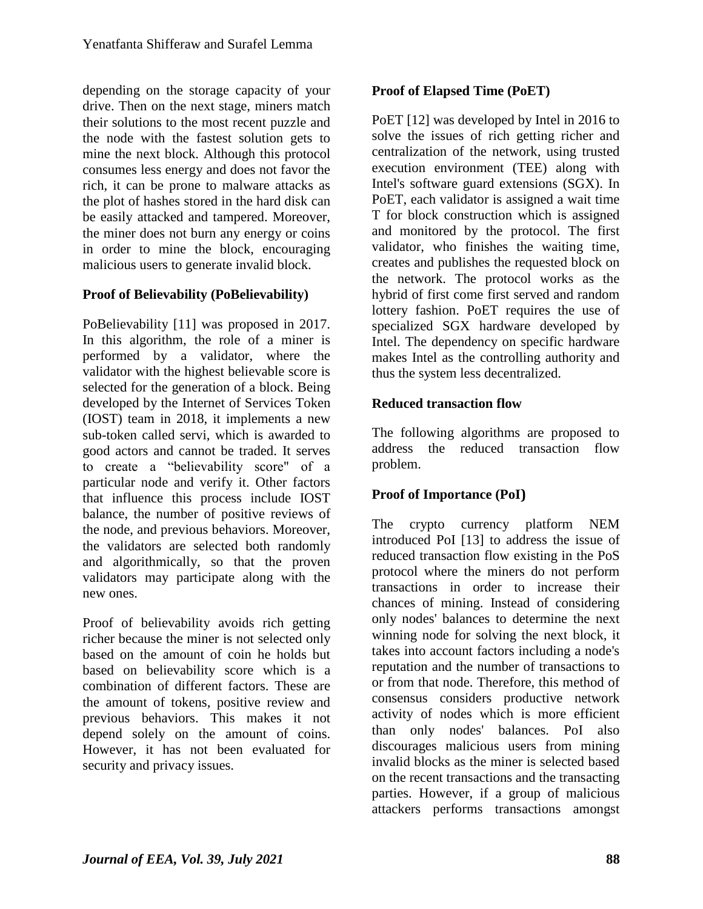depending on the storage capacity of your drive. Then on the next stage, miners match their solutions to the most recent puzzle and the node with the fastest solution gets to mine the next block. Although this protocol consumes less energy and does not favor the rich, it can be prone to malware attacks as the plot of hashes stored in the hard disk can be easily attacked and tampered. Moreover, the miner does not burn any energy or coins in order to mine the block, encouraging malicious users to generate invalid block.

**Proof of Believability (PoBelievability)**

PoBelievability [11] was proposed in 2017. In this algorithm, the role of a miner is performed by a validator, where the validator with the highest believable score is selected for the generation of a block. Being developed by the Internet of Services Token (IOST) team in 2018, it implements a new sub-token called servi, which is awarded to good actors and cannot be traded. It serves to create a "believability score" of a particular node and verify it. Other factors that influence this process include IOST balance, the number of positive reviews of the node, and previous behaviors. Moreover, the validators are selected both randomly and algorithmically, so that the proven validators may participate along with the new ones.

Proof of believability avoids rich getting richer because the miner is not selected only based on the amount of coin he holds but based on believability score which is a combination of different factors. These are the amount of tokens, positive review and previous behaviors. This makes it not depend solely on the amount of coins. However, it has not been evaluated for security and privacy issues.

**Proof of Elapsed Time (PoET)**

PoET [12] was developed by Intel in 2016 to solve the issues of rich getting richer and centralization of the network, using trusted execution environment (TEE) along with Intel's software guard extensions (SGX). In PoET, each validator is assigned a wait time T for block construction which is assigned and monitored by the protocol. The first validator, who finishes the waiting time, creates and publishes the requested block on the network. The protocol works as the hybrid of first come first served and random lottery fashion. PoET requires the use of specialized SGX hardware developed by Intel. The dependency on specific hardware makes Intel as the controlling authority and thus the system less decentralized.

**Reduced transaction flow**

The following algorithms are proposed to address the reduced transaction flow problem.

**Proof of Importance (PoI)**

The crypto currency platform NEM introduced PoI [13] to address the issue of reduced transaction flow existing in the PoS protocol where the miners do not perform transactions in order to increase their chances of mining. Instead of considering only nodes' balances to determine the next winning node for solving the next block, it takes into account factors including a node's reputation and the number of transactions to or from that node. Therefore, this method of consensus considers productive network activity of nodes which is more efficient than only nodes' balances. PoI also discourages malicious users from mining invalid blocks as the miner is selected based on the recent transactions and the transacting parties. However, if a group of malicious attackers performs transactions amongst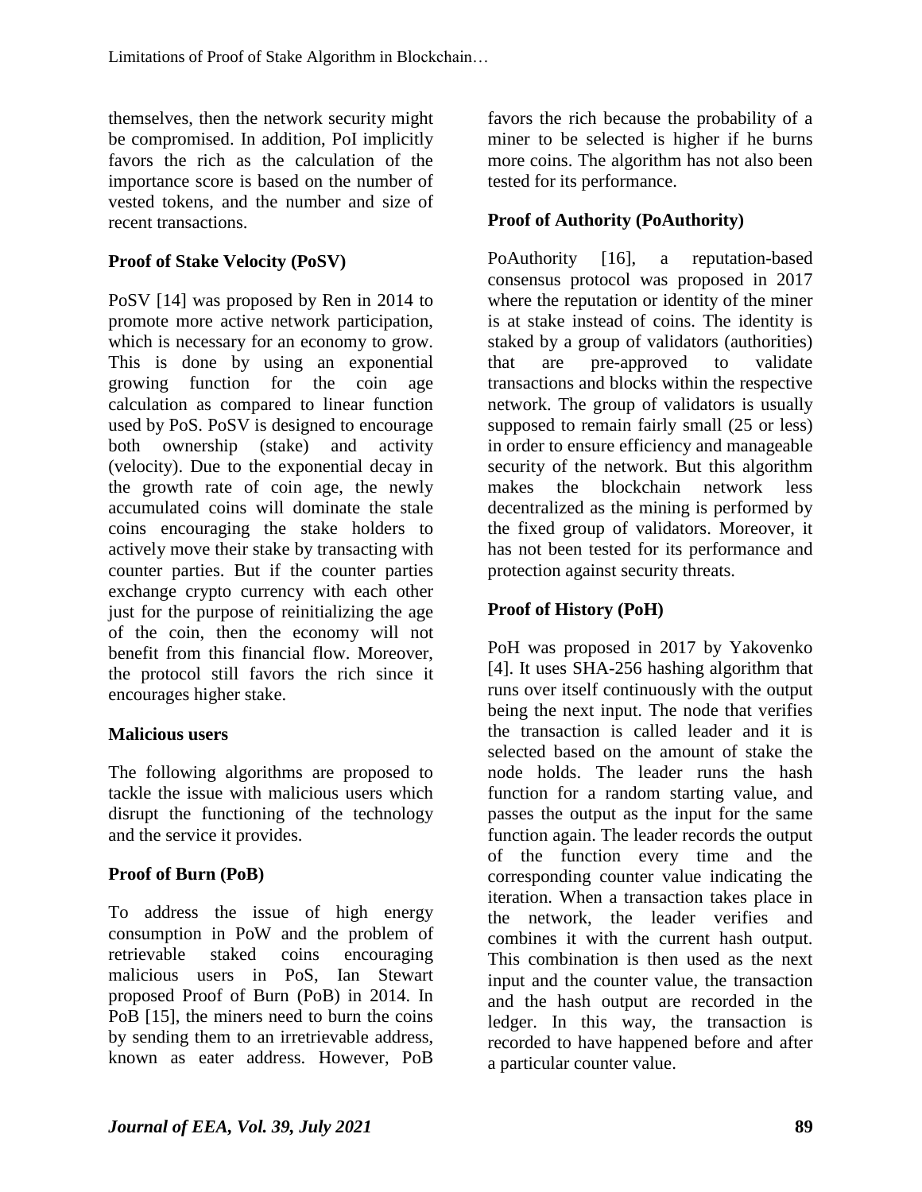themselves, then the network security might be compromised. In addition, PoI implicitly favors the rich as the calculation of the importance score is based on the number of vested tokens, and the number and size of recent transactions.

### Proof of Stake Velocity (PoSV)

PoSV [14] was proposed by Ren in 2014 to promote more active network participation, which is necessary for an economy to grow. This is done by using an exponential growing function for the coin age calculation as compared to linear function used by PoS. PoSV is designed to encourage both ownership (stake) and activity (velocity). Due to the exponential decay in the growth rate of coin age, the newly accumulated coins will dominate the stale coins encouraging the stake holders to actively move their stake by transacting with counter parties. But if the counter parties exchange crypto currency with each other just for the purpose of reinitializing the age of the coin, then the economy will not benefit from this financial flow. Moreover, the protocol still favors the rich since it encourages higher stake.

### Malicious users

The following algorithms are proposed to tackle the issue with malicious users which disrupt the functioning of the technology and the service it provides.

### Proof of Burn (PoB)

To address the issue of high energy consumption in PoW and the problem of retrievable staked coins encouraging malicious users in PoS, Ian Stewart proposed Proof of Burn (PoB) in 2014. In PoB [15], the miners need to burn the coins by sending them to an irretrievable address, known as eater address. However, PoB favors the rich because the probability of a miner to be selected is higher if he burns more coins. The algorithm has not also been tested for its performance.

### Proof of Authority (PoAuthority)

PoAuthority [16], a reputation-based consensus protocol was proposed in 2017 where the reputation or identity of the miner is at stake instead of coins. The identity is staked by a group of validators (authorities) that are pre-approved to validate transactions and blocks within the respective network. The group of validators is usually supposed to remain fairly small (25 or less) in order to ensure efficiency and manageable security of the network. But this algorithm makes the blockchain network less decentralized as the mining is performed by the fixed group of validators. Moreover, it has not been tested for its performance and protection against security threats.

### Proof of History (PoH)

PoH was proposed in 2017 by Yakovenko [4]. It uses SHA-256 hashing algorithm that runs over itself continuously with the output being the next input. The node that verifies the transaction is called leader and it is selected based on the amount of stake the node holds. The leader runs the hash function for a random starting value, and passes the output as the input for the same function again. The leader records the output of the function every time and the corresponding counter value indicating the iteration. When a transaction takes place in the network, the leader verifies and combines it with the current hash output. This combination is then used as the next input and the counter value, the transaction and the hash output are recorded in the ledger. In this way, the transaction is recorded to have happened before and after a particular counter value.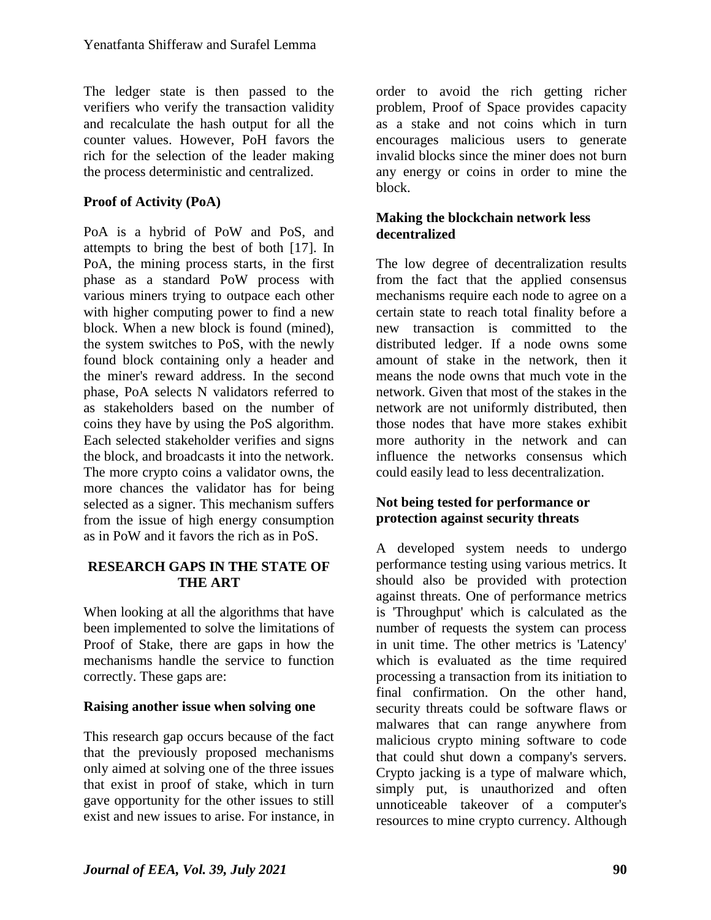The ledger state is then passed to the verifiers who verify the transaction validity and recalculate the hash output for all the counter values. However, PoH favors the rich for the selection of the leader making the process deterministic and centralized.

### Proof of Activity (PoA)

PoA is a hybrid of PoW and PoS, and attempts to bring the best of both [17]. In PoA, the mining process starts, in the first phase as a standard PoW process with various miners trying to outpace each other with higher computing power to find a new block. When a new block is found (mined), the system switches to PoS, with the newly found block containing only a header and the miner's reward address. In the second phase, PoA selects N validators referred to as stakeholders based on the number of coins they have by using the PoS algorithm. Each selected stakeholder verifies and signs the block, and broadcasts it into the network. The more crypto coins a validator owns, the more chances the validator has for being selected as a signer. This mechanism suffers from the issue of high energy consumption as in PoW and it favors the rich as in PoS.

## RESEARCH GAPS IN THE STATE OF THE ART

When looking at all the algorithms that have been implemented to solve the limitations of Proof of Stake, there are gaps in how the mechanisms handle the service to function correctly. These gaps are:

### Raising another issue when solving one

This research gap occurs because of the fact that the previously proposed mechanisms only aimed at solving one of the three issues that exist in proof of stake, which in turn gave opportunity for the other issues to still exist and new issues to arise. For instance, in order to avoid the rich getting richer problem, Proof of Space provides capacity as a stake and not coins which in turn encourages malicious users to generate invalid blocks since the miner does not burn any energy or coins in order to mine the block.

### Making the blockchain network less decentralized

The low degree of decentralization results from the fact that the applied consensus mechanisms require each node to agree on a certain state to reach total finality before a new transaction is committed to the distributed ledger. If a node owns some amount of stake in the network, then it means the node owns that much vote in the network. Given that most of the stakes in the network are not uniformly distributed, then those nodes that have more stakes exhibit more authority in the network and can influence the networks consensus which could easily lead to less decentralization.

### Not being tested for performance or protection against security threats

A developed system needs to undergo performance testing using various metrics. It should also be provided with protection against threats. One of performance metrics is 'Throughput' which is calculated as the number of requests the system can process in unit time. The other metrics is 'Latency' which is evaluated as the time required processing a transaction from its initiation to final confirmation. On the other hand, security threats could be software flaws or malwares that can range anywhere from malicious crypto mining software to code that could shut down a company's servers. Crypto jacking is a type of malware which, simply put, is unauthorized and often unnoticeable takeover of a computer's resources to mine crypto currency. Although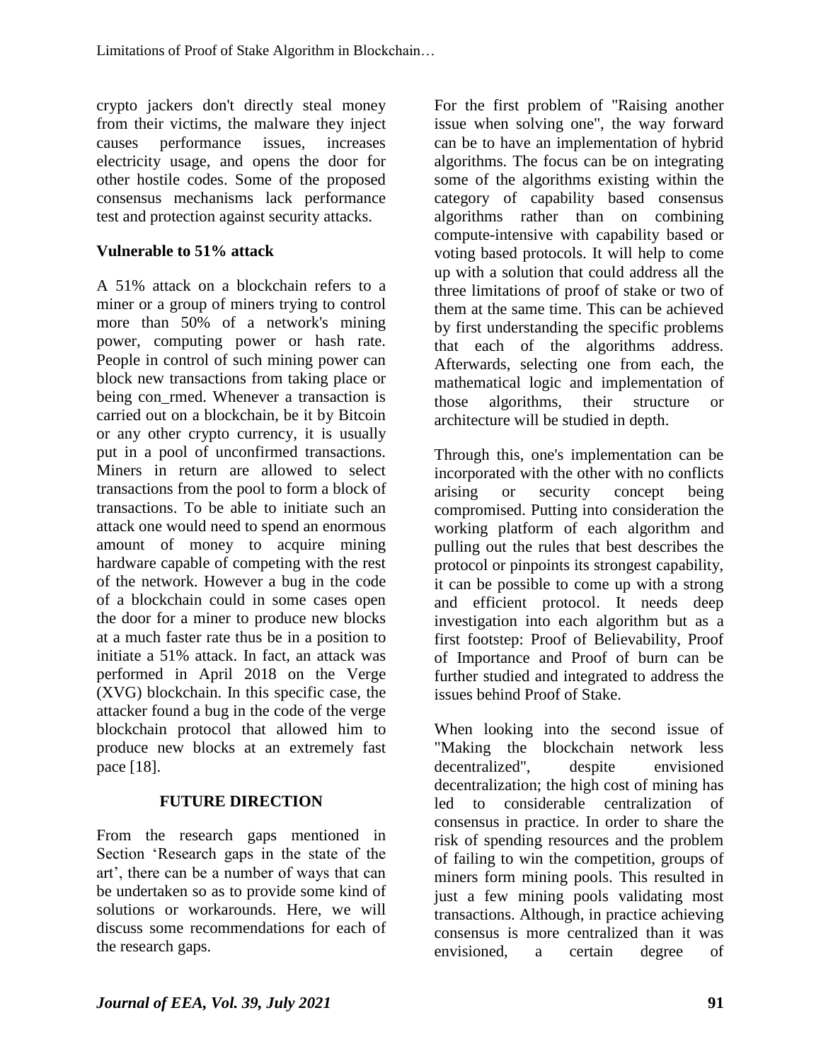crypto jackers don't directly steal money from their victims, the malware they inject causes performance issues, increases electricity usage, and opens the door for other hostile codes. Some of the proposed consensus mechanisms lack performance test and protection against security attacks.

### Vulnerable to 51% attack

A 51% attack on a blockchain refers to a miner or a group of miners trying to control more than 50% of a network's mining power, computing power or hash rate. People in control of such mining power can block new transactions from taking place or being con_rmed. Whenever a transaction is carried out on a blockchain, be it by Bitcoin or any other crypto currency, it is usually put in a pool of unconfirmed transactions. Miners in return are allowed to select transactions from the pool to form a block of transactions. To be able to initiate such an attack one would need to spend an enormous amount of money to acquire mining hardware capable of competing with the rest of the network. However a bug in the code of a blockchain could in some cases open the door for a miner to produce new blocks at a much faster rate thus be in a position to initiate a 51% attack. In fact, an attack was performed in April 2018 on the Verge (XVG) blockchain. In this specific case, the attacker found a bug in the code of the verge blockchain protocol that allowed him to produce new blocks at an extremely fast pace [18].

## FUTURE DIRECTION

From the research gaps mentioned in Section 'Research gaps in the state of the art', there can be a number of ways that can be undertaken so as to provide some kind of solutions or workarounds. Here, we will discuss some recommendations for each of the research gaps.

For the first problem of "Raising another issue when solving one", the way forward can be to have an implementation of hybrid algorithms. The focus can be on integrating some of the algorithms existing within the category of capability based consensus algorithms rather than on combining compute-intensive with capability based or voting based protocols. It will help to come up with a solution that could address all the three limitations of proof of stake or two of them at the same time. This can be achieved by first understanding the specific problems that each of the algorithms address. Afterwards, selecting one from each, the mathematical logic and implementation of those algorithms, their structure or architecture will be studied in depth.

Through this, one's implementation can be incorporated with the other with no conflicts arising or security concept being compromised. Putting into consideration the working platform of each algorithm and pulling out the rules that best describes the protocol or pinpoints its strongest capability, it can be possible to come up with a strong and efficient protocol. It needs deep investigation into each algorithm but as a first footstep: Proof of Believability, Proof of Importance and Proof of burn can be further studied and integrated to address the issues behind Proof of Stake.

When looking into the second issue of "Making the blockchain network less decentralized", despite envisioned decentralization; the high cost of mining has led to considerable centralization of consensus in practice. In order to share the risk of spending resources and the problem of failing to win the competition, groups of miners form mining pools. This resulted in just a few mining pools validating most transactions. Although, in practice achieving consensus is more centralized than it was envisioned, a certain degree of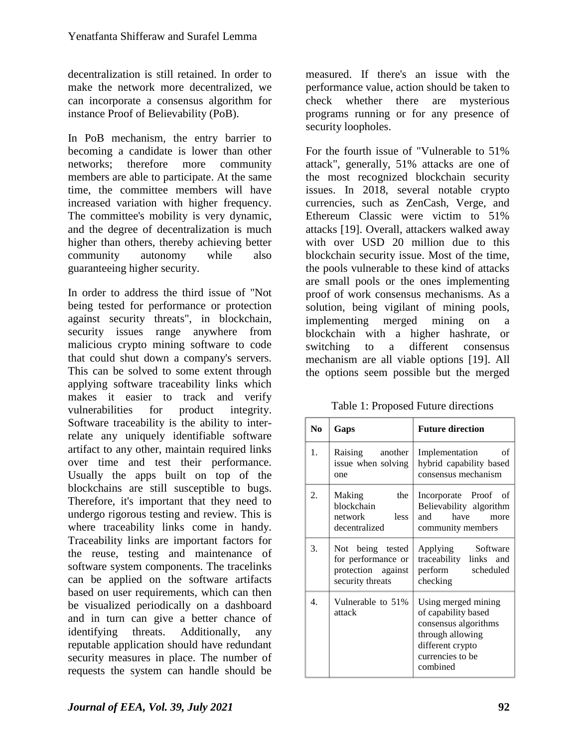decentralization is still retained. In order to make the network more decentralized, we can incorporate a consensus algorithm for instance Proof of Believability (PoB).

In PoB mechanism, the entry barrier to becoming a candidate is lower than other networks; therefore more community members are able to participate. At the same time, the committee members will have increased variation with higher frequency. The committee's mobility is very dynamic, and the degree of decentralization is much higher than others, thereby achieving better community autonomy while also guaranteeing higher security.

In order to address the third issue of "Not being tested for performance or protection against security threats", in blockchain, security issues range anywhere from malicious crypto mining software to code that could shut down a company's servers. This can be solved to some extent through applying software traceability links which makes it easier to track and verify vulnerabilities for product integrity. Software traceability is the ability to inter-relate any uniquely identifiable software artifact to any other, maintain required links over time and test their performance. Usually the apps built on top of the blockchains are still susceptible to bugs. Therefore, it's important that they need to undergo rigorous testing and review. This is where traceability links come in handy. Traceability links are important factors for the reuse, testing and maintenance of software system components. The tracelinks can be applied on the software artifacts based on user requirements, which can then be visualized periodically on a dashboard and in turn can give a better chance of identifying threats. Additionally, any reputable application should have redundant security measures in place. The number of requests the system can handle should be measured. If there's an issue with the performance value, action should be taken to check whether there are mysterious programs running or for any presence of security loopholes.

For the fourth issue of "Vulnerable to 51% attack", generally, 51% attacks are one of the most recognized blockchain security issues. In 2018, several notable crypto currencies, such as ZenCash, Verge, and Ethereum Classic were victim to 51% attacks [19]. Overall, attackers walked away with over USD 20 million due to this blockchain security issue. Most of the time, the pools vulnerable to these kind of attacks are small pools or the ones implementing proof of work consensus mechanisms. As a solution, being vigilant of mining pools, implementing merged mining on a blockchain with a higher hashrate, or switching to a different consensus mechanism are all viable options [19]. All the options seem possible but the merged

Table 1: Proposed Future directions

| No | Gaps | Future direction |
|---|---|---|
| 1. | Raising another issue when solving one | Implementation of hybrid capability based consensus mechanism |
| 2. | Making the blockchain network less decentralized | Incorporate Proof of Believability algorithm and have more community members |
| 3. | Not being tested for performance or protection against security threats | Applying Software traceability links and perform scheduled checking |
| 4. | Vulnerable to 51% attack | Using merged mining of capability based consensus algorithms through allowing different crypto currencies to be combined |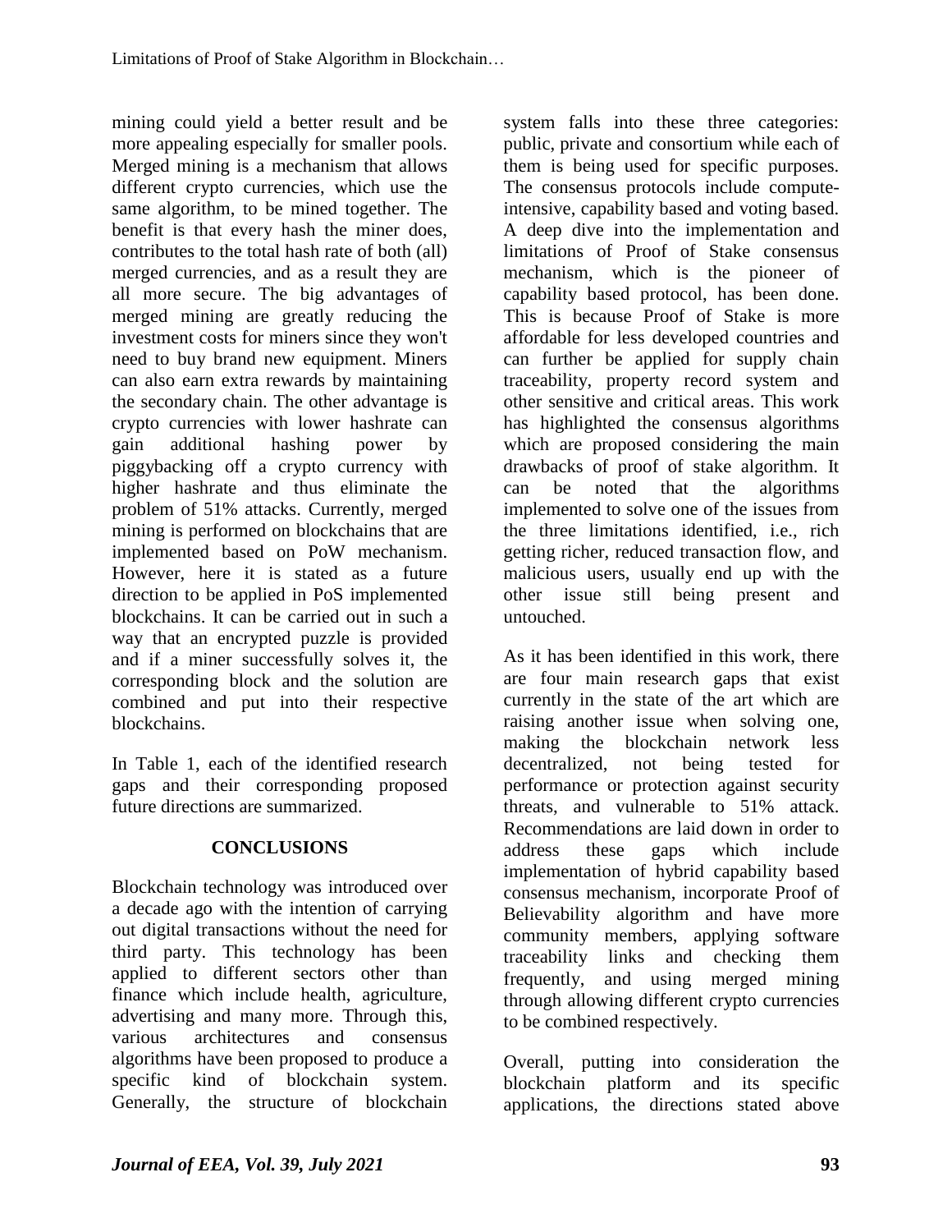mining could yield a better result and be more appealing especially for smaller pools. Merged mining is a mechanism that allows different crypto currencies, which use the same algorithm, to be mined together. The benefit is that every hash the miner does, contributes to the total hash rate of both (all) merged currencies, and as a result they are all more secure. The big advantages of merged mining are greatly reducing the investment costs for miners since they won't need to buy brand new equipment. Miners can also earn extra rewards by maintaining the secondary chain. The other advantage is crypto currencies with lower hashrate can gain additional hashing power by piggybacking off a crypto currency with higher hashrate and thus eliminate the problem of 51% attacks. Currently, merged mining is performed on blockchains that are implemented based on PoW mechanism. However, here it is stated as a future direction to be applied in PoS implemented blockchains. It can be carried out in such a way that an encrypted puzzle is provided and if a miner successfully solves it, the corresponding block and the solution are combined and put into their respective blockchains.

In Table 1, each of the identified research gaps and their corresponding proposed future directions are summarized.

## CONCLUSIONS

Blockchain technology was introduced over a decade ago with the intention of carrying out digital transactions without the need for third party. This technology has been applied to different sectors other than finance which include health, agriculture, advertising and many more. Through this, various architectures and consensus algorithms have been proposed to produce a specific kind of blockchain system. Generally, the structure of blockchain system falls into these three categories: public, private and consortium while each of them is being used for specific purposes. The consensus protocols include compute-intensive, capability based and voting based. A deep dive into the implementation and limitations of Proof of Stake consensus mechanism, which is the pioneer of capability based protocol, has been done. This is because Proof of Stake is more affordable for less developed countries and can further be applied for supply chain traceability, property record system and other sensitive and critical areas. This work has highlighted the consensus algorithms which are proposed considering the main drawbacks of proof of stake algorithm. It can be noted that the algorithms implemented to solve one of the issues from the three limitations identified, i.e., rich getting richer, reduced transaction flow, and malicious users, usually end up with the other issue still being present and untouched.

As it has been identified in this work, there are four main research gaps that exist currently in the state of the art which are raising another issue when solving one, making the blockchain network less decentralized, not being tested for performance or protection against security threats, and vulnerable to 51% attack. Recommendations are laid down in order to address these gaps which include implementation of hybrid capability based consensus mechanism, incorporate Proof of Believability algorithm and have more community members, applying software traceability links and checking them frequently, and using merged mining through allowing different crypto currencies to be combined respectively.

Overall, putting into consideration the blockchain platform and its specific applications, the directions stated above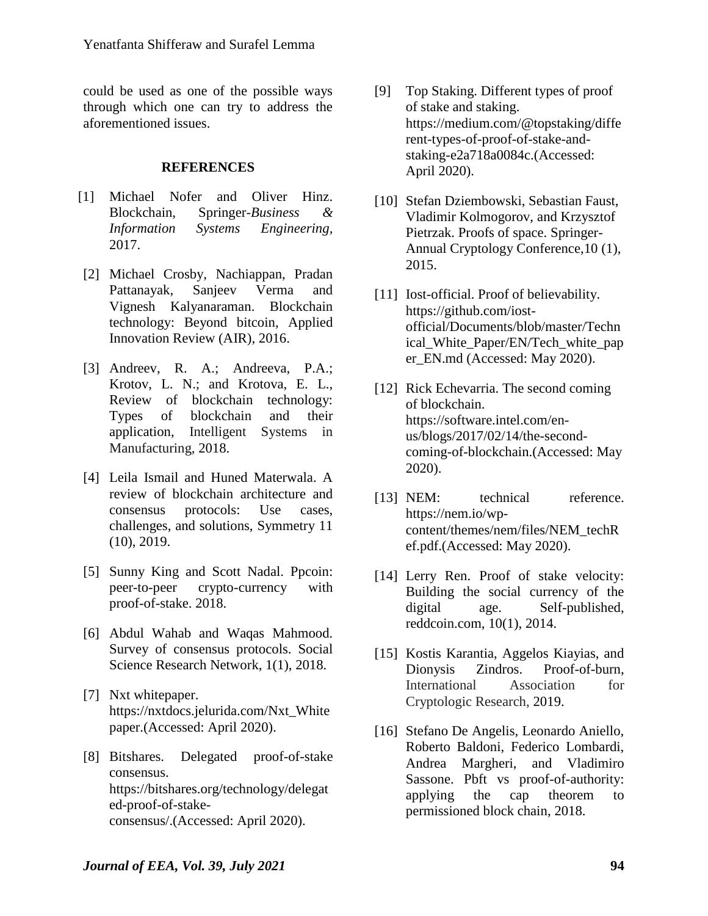could be used as one of the possible ways through which one can try to address the aforementioned issues.

## REFERENCES

[1] Michael Nofer and Oliver Hinz. Blockchain, Springer-*Business & Information Systems Engineering*, 2017.

[2] Michael Crosby, Nachiappan, Pradan Pattanayak, Sanjeev Verma and Vignesh Kalyanaraman. Blockchain technology: Beyond bitcoin, Applied Innovation Review (AIR), 2016.

[3] Andreev, R. A.; Andreeva, P.A.; Krotov, L. N.; and Krotova, E. L., Review of blockchain technology: Types of blockchain and their application, Intelligent Systems in Manufacturing, 2018.

[4] Leila Ismail and Huned Materwala. A review of blockchain architecture and consensus protocols: Use cases, challenges, and solutions, Symmetry 11 (10), 2019.

[5] Sunny King and Scott Nadal. Ppcoin: peer-to-peer crypto-currency with proof-of-stake. 2018.

[6] Abdul Wahab and Waqas Mahmood. Survey of consensus protocols. Social Science Research Network, 1(1), 2018.

[7] Nxt whitepaper. https://nxtdocs.jelurida.com/Nxt_Whitepaper.(Accessed: April 2020).

[8] Bitshares. Delegated proof-of-stake consensus. https://bitshares.org/technology/delegated-proof-of-stake-consensus/.(Accessed: April 2020).

[9] Top Staking. Different types of proof of stake and staking. https://medium.com/@topstaking/different-types-of-proof-of-stake-and-staking-e2a718a0084c.(Accessed: April 2020).

[10] Stefan Dziembowski, Sebastian Faust, Vladimir Kolmogorov, and Krzysztof Pietrzak. Proofs of space. Springer-Annual Cryptology Conference,10 (1), 2015.

[11] Iost-official. Proof of believability. https://github.com/iost-official/Documents/blob/master/Technical_White_Paper/EN/Tech_white_paper_EN.md (Accessed: May 2020).

[12] Rick Echevarria. The second coming of blockchain. https://software.intel.com/en-us/blogs/2017/02/14/the-second-coming-of-blockchain.(Accessed: May 2020).

[13] NEM: technical reference. https://nem.io/wp-content/themes/nem/files/NEM_techRef.pdf.(Accessed: May 2020).

[14] Lerry Ren. Proof of stake velocity: Building the social currency of the digital age. Self-published, reddcoin.com, 10(1), 2014.

[15] Kostis Karantia, Aggelos Kiayias, and Dionysis Zindros. Proof-of-burn, International Association for Cryptologic Research, 2019.

[16] Stefano De Angelis, Leonardo Aniello, Roberto Baldoni, Federico Lombardi, Andrea Margheri, and Vladimiro Sassone. Pbft vs proof-of-authority: applying the cap theorem to permissioned block chain, 2018.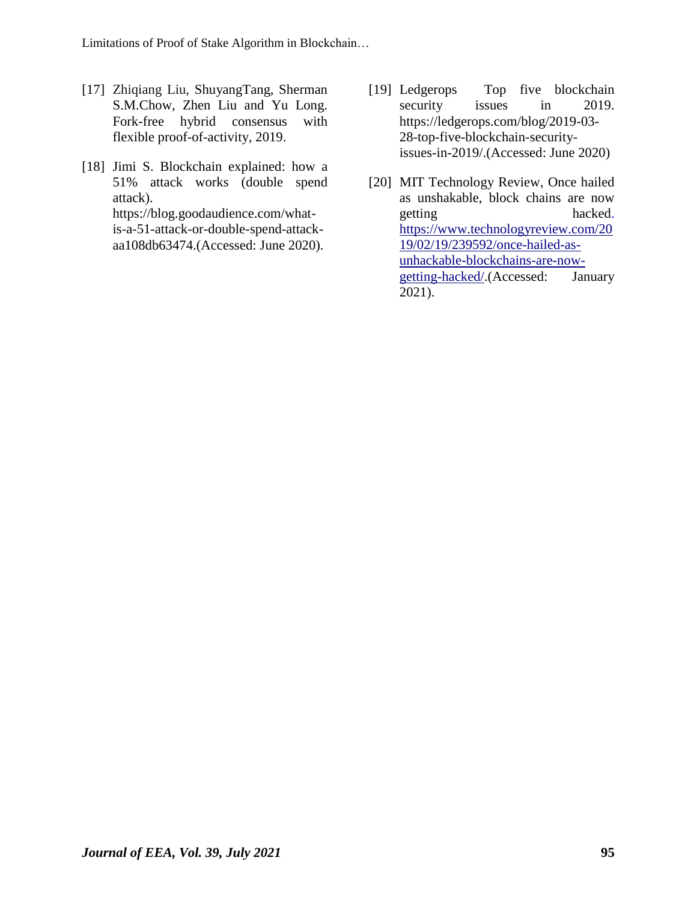[17] Zhiqiang Liu, ShuyangTang, Sherman S.M.Chow, Zhen Liu and Yu Long. Fork-free hybrid consensus with flexible proof-of-activity, 2019.

[18] Jimi S. Blockchain explained: how a 51% attack works (double spend attack). https://blog.goodaudience.com/what-is-a-51-attack-or-double-spend-attack-aa108db63474.(Accessed: June 2020).

[19] Ledgerops Top five blockchain security issues in 2019. https://ledgerops.com/blog/2019-03-28-top-five-blockchain-security-issues-in-2019/.(Accessed: June 2020)

[20] MIT Technology Review, Once hailed as unshakable, block chains are now getting hacked. https://www.technologyreview.com/2019/02/19/239592/once-hailed-as-unhackable-blockchains-are-now-getting-hacked/.(Accessed: January 2021).